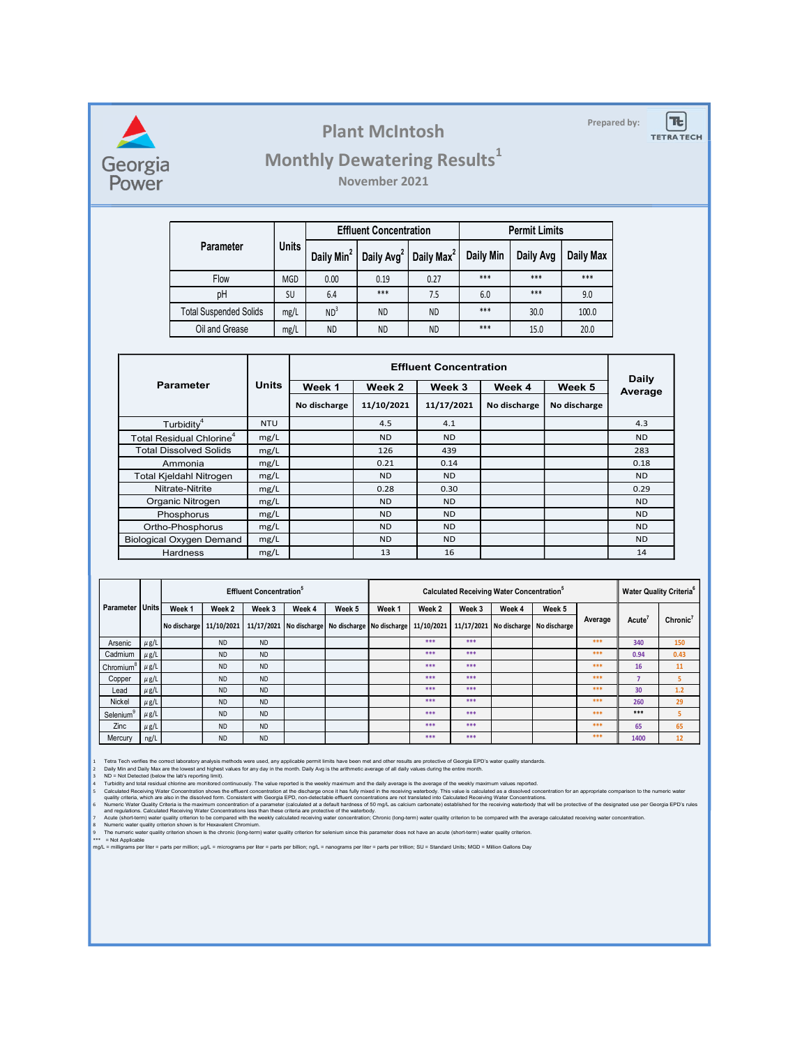Georgia Power

# Plant McIntosh

## Monthly Dewatering Results[1]

### November 2021

Prepared by: TETRA TECH

| Parameter | Units | Effluent Concentration | | | Permit Limits | | |
|---|---|---|---|---|---|---|---|
| | | Daily Min[2] | Daily Avg[2] | Daily Max[2] | Daily Min | Daily Avg | Daily Max |
| Flow | MGD | 0.00 | 0.19 | 0.27 | *** | *** | *** |
| pH | SU | 6.4 | *** | 7.5 | 6.0 | *** | 9.0 |
| Total Suspended Solids | mg/L | ND[3] | ND | ND | *** | 30.0 | 100.0 |
| Oil and Grease | mg/L | ND | ND | ND | *** | 15.0 | 20.0 |

| Parameter | Units | Effluent Concentration | | | | | Daily Average |
|---|---|---|---|---|---|---|---|
| | | Week 1 | Week 2 | Week 3 | Week 4 | Week 5 | |
| | | No discharge | 11/10/2021 | 11/17/2021 | No discharge | No discharge | |
| Turbidity[4] | NTU | | 4.5 | 4.1 | | | 4.3 |
| Total Residual Chlorine[4] | mg/L | | ND | ND | | | ND |
| Total Dissolved Solids | mg/L | | 126 | 439 | | | 283 |
| Ammonia | mg/L | | 0.21 | 0.14 | | | 0.18 |
| Total Kjeldahl Nitrogen | mg/L | | ND | ND | | | ND |
| Nitrate-Nitrite | mg/L | | 0.28 | 0.30 | | | 0.29 |
| Organic Nitrogen | mg/L | | ND | ND | | | ND |
| Phosphorus | mg/L | | ND | ND | | | ND |
| Ortho-Phosphorus | mg/L | | ND | ND | | | ND |
| Biological Oxygen Demand | mg/L | | ND | ND | | | ND |
| Hardness | mg/L | | 13 | 16 | | | 14 |

| Parameter | Units | Effluent Concentration[5] | | | | | Calculated Receiving Water Concentration[5] | | | | | | Water Quality Criteria[6] | |
|---|---|---|---|---|---|---|---|---|---|---|---|---|---|---|
| | | Week 1 | Week 2 | Week 3 | Week 4 | Week 5 | Week 1 | Week 2 | Week 3 | Week 4 | Week 5 | Average | Acute[7] | Chronic[7] |
| | | No discharge | 11/10/2021 | 11/17/2021 | No discharge | No discharge | No discharge | 11/10/2021 | 11/17/2021 | No discharge | No discharge | | | |
| Arsenic | µg/L | | ND | ND | | | | *** | *** | | | *** | 340 | 150 |
| Cadmium | µg/L | | ND | ND | | | | *** | *** | | | *** | 0.94 | 0.43 |
| Chromium[8] | µg/L | | ND | ND | | | | *** | *** | | | *** | 16 | 11 |
| Copper | µg/L | | ND | ND | | | | *** | *** | | | *** | 7 | 5 |
| Lead | µg/L | | ND | ND | | | | *** | *** | | | *** | 30 | 1.2 |
| Nickel | µg/L | | ND | ND | | | | *** | *** | | | *** | 260 | 29 |
| Selenium[9] | µg/L | | ND | ND | | | | *** | *** | | | *** | *** | 5 |
| Zinc | µg/L | | ND | ND | | | | *** | *** | | | *** | 65 | 65 |
| Mercury | ng/L | | ND | ND | | | | *** | *** | | | *** | 1400 | 12 |

1 Tetra Tech verifies the correct laboratory analysis methods were used, any applicable permit limits have been met and other results are protective of Georgia EPD's water quality standards.
2 Daily Min and Daily Max are the lowest and highest values for any day in the month. Daily Avg is the arithmetic average of all daily values during the entire month.
3 ND = Not Detected (below the lab's reporting limit).
4 Turbidity and total residual chlorine are monitored continuously. The value reported is the weekly maximum and the daily average is the average of the weekly maximum values reported.
5 Calculated Receiving Water Concentration shows the effluent concentration at the discharge once it has fully mixed in the receiving waterbody. This value is calculated as a dissolved concentration for an appropriate comparison to the numeric water quality criteria, which are also in the dissolved form. Consistent with Georgia EPD, non-detectable effluent concentrations are not translated into Calculated Receiving Water Concentrations.
6 Numeric Water Quality Criteria is the maximum concentration of a parameter (calculated at a default hardness of 50 mg/L as calcium carbonate) established for the receiving waterbody that will be protective of the designated use per Georgia EPD's rules and regulations. Calculated Receiving Water Concentrations less than these criteria are protective of the waterbody.
7 Acute (short-term) water quality criterion to be compared with the weekly calculated receiving water concentration; Chronic (long-term) water quality criterion to be compared with the average calculated receiving water concentration.
8 Numeric water quality criterion shown is for Hexavalent Chromium.
9 The numeric water quality criterion shown is the chronic (long-term) water quality criterion for selenium since this parameter does not have an acute (short-term) water quality criterion.
*** = Not Applicable
mg/L = milligrams per liter = parts per million; µg/L = micrograms per liter = parts per billion; ng/L = nanograms per liter = parts per trillion; SU = Standard Units; MGD = Million Gallons Day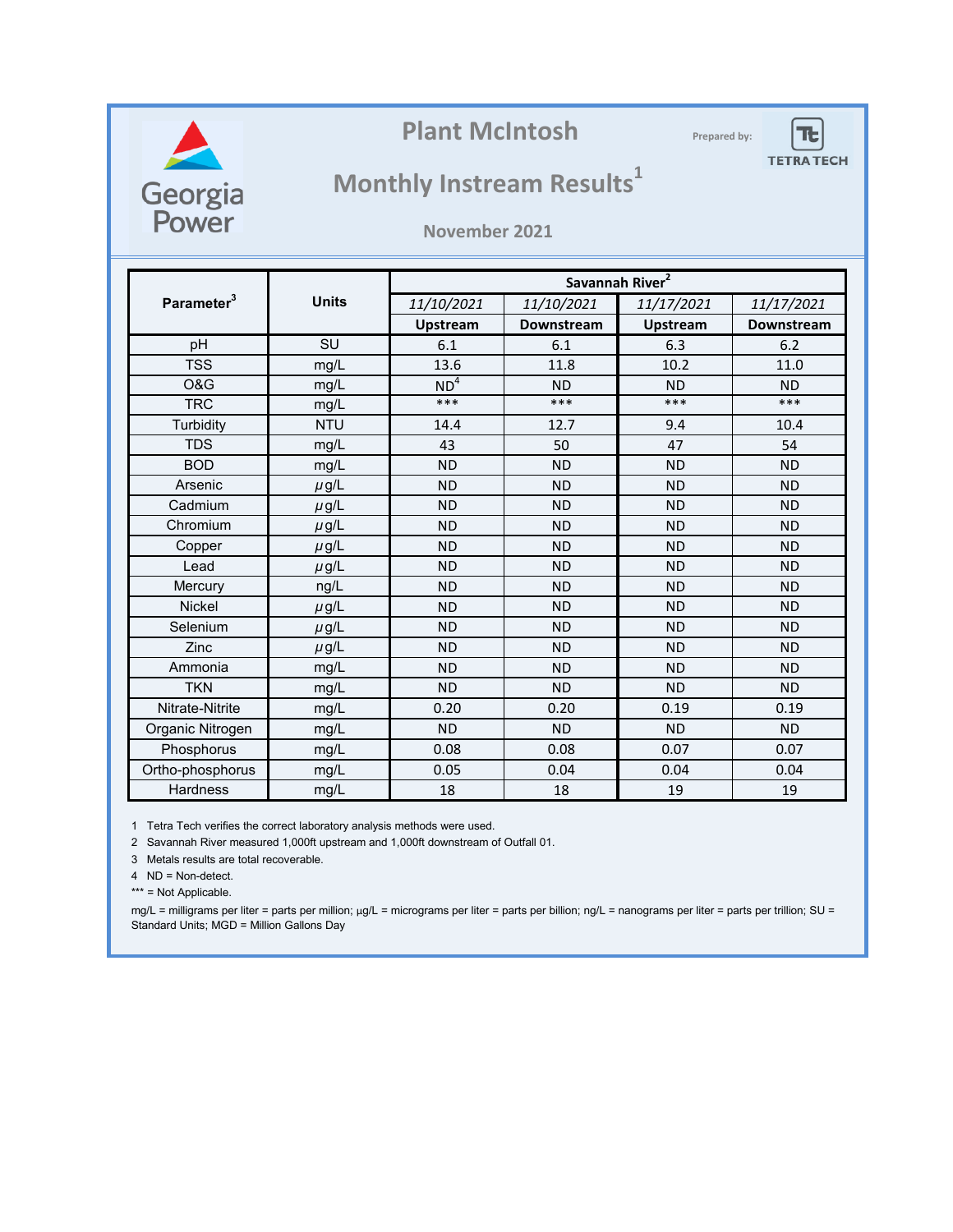Georgia Power

# Plant McIntosh

Prepared by: TETRA TECH

## Monthly Instream Results[1]

### November 2021

| Parameter[3] | Units | Savannah River[2] | | | |
|---|---|---|---|---|---|
| | | *11/10/2021* | *11/10/2021* | *11/17/2021* | *11/17/2021* |
| | | **Upstream** | **Downstream** | **Upstream** | **Downstream** |
| pH | SU | 6.1 | 6.1 | 6.3 | 6.2 |
| TSS | mg/L | 13.6 | 11.8 | 10.2 | 11.0 |
| O&G | mg/L | ND[4] | ND | ND | ND |
| TRC | mg/L | *** | *** | *** | *** |
| Turbidity | NTU | 14.4 | 12.7 | 9.4 | 10.4 |
| TDS | mg/L | 43 | 50 | 47 | 54 |
| BOD | mg/L | ND | ND | ND | ND |
| Arsenic | µg/L | ND | ND | ND | ND |
| Cadmium | µg/L | ND | ND | ND | ND |
| Chromium | µg/L | ND | ND | ND | ND |
| Copper | µg/L | ND | ND | ND | ND |
| Lead | µg/L | ND | ND | ND | ND |
| Mercury | ng/L | ND | ND | ND | ND |
| Nickel | µg/L | ND | ND | ND | ND |
| Selenium | µg/L | ND | ND | ND | ND |
| Zinc | µg/L | ND | ND | ND | ND |
| Ammonia | mg/L | ND | ND | ND | ND |
| TKN | mg/L | ND | ND | ND | ND |
| Nitrate-Nitrite | mg/L | 0.20 | 0.20 | 0.19 | 0.19 |
| Organic Nitrogen | mg/L | ND | ND | ND | ND |
| Phosphorus | mg/L | 0.08 | 0.08 | 0.07 | 0.07 |
| Ortho-phosphorus | mg/L | 0.05 | 0.04 | 0.04 | 0.04 |
| Hardness | mg/L | 18 | 18 | 19 | 19 |

1 Tetra Tech verifies the correct laboratory analysis methods were used.

2 Savannah River measured 1,000ft upstream and 1,000ft downstream of Outfall 01.

3 Metals results are total recoverable.

4 ND = Non-detect.

*** = Not Applicable.

mg/L = milligrams per liter = parts per million; µg/L = micrograms per liter = parts per billion; ng/L = nanograms per liter = parts per trillion; SU = Standard Units; MGD = Million Gallons Day